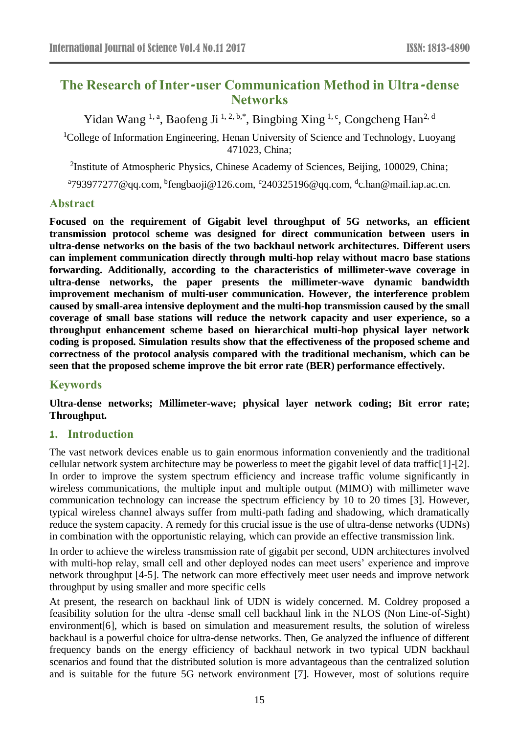# The Research of Inter-user Communication Method in Ultra-dense Networks

Yidan Wang [1, a], Baofeng Ji [1, 2, b,*], Bingbing Xing [1, c], Congcheng Han[2, d]

[1]College of Information Engineering, Henan University of Science and Technology, Luoyang 471023, China;

[2]Institute of Atmospheric Physics, Chinese Academy of Sciences, Beijing, 100029, China;

[a]793977277@qq.com, [b]fengbaoji@126.com, [c]240325196@qq.com, [d]c.han@mail.iap.ac.cn.

## Abstract

**Focused on the requirement of Gigabit level throughput of 5G networks, an efficient transmission protocol scheme was designed for direct communication between users in ultra-dense networks on the basis of the two backhaul network architectures. Different users can implement communication directly through multi-hop relay without macro base stations forwarding. Additionally, according to the characteristics of millimeter-wave coverage in ultra-dense networks, the paper presents the millimeter-wave dynamic bandwidth improvement mechanism of multi-user communication. However, the interference problem caused by small-area intensive deployment and the multi-hop transmission caused by the small coverage of small base stations will reduce the network capacity and user experience, so a throughput enhancement scheme based on hierarchical multi-hop physical layer network coding is proposed. Simulation results show that the effectiveness of the proposed scheme and correctness of the protocol analysis compared with the traditional mechanism, which can be seen that the proposed scheme improve the bit error rate (BER) performance effectively.**

## Keywords

**Ultra-dense networks; Millimeter-wave; physical layer network coding; Bit error rate; Throughput.**

## 1. Introduction

The vast network devices enable us to gain enormous information conveniently and the traditional cellular network system architecture may be powerless to meet the gigabit level of data traffic[1]-[2]. In order to improve the system spectrum efficiency and increase traffic volume significantly in wireless communications, the multiple input and multiple output (MIMO) with millimeter wave communication technology can increase the spectrum efficiency by 10 to 20 times [3]. However, typical wireless channel always suffer from multi-path fading and shadowing, which dramatically reduce the system capacity. A remedy for this crucial issue is the use of ultra-dense networks (UDNs) in combination with the opportunistic relaying, which can provide an effective transmission link.

In order to achieve the wireless transmission rate of gigabit per second, UDN architectures involved with multi-hop relay, small cell and other deployed nodes can meet users' experience and improve network throughput [4-5]. The network can more effectively meet user needs and improve network throughput by using smaller and more specific cells

At present, the research on backhaul link of UDN is widely concerned. M. Coldrey proposed a feasibility solution for the ultra -dense small cell backhaul link in the NLOS (Non Line-of-Sight) environment[6], which is based on simulation and measurement results, the solution of wireless backhaul is a powerful choice for ultra-dense networks. Then, Ge analyzed the influence of different frequency bands on the energy efficiency of backhaul network in two typical UDN backhaul scenarios and found that the distributed solution is more advantageous than the centralized solution and is suitable for the future 5G network environment [7]. However, most of solutions require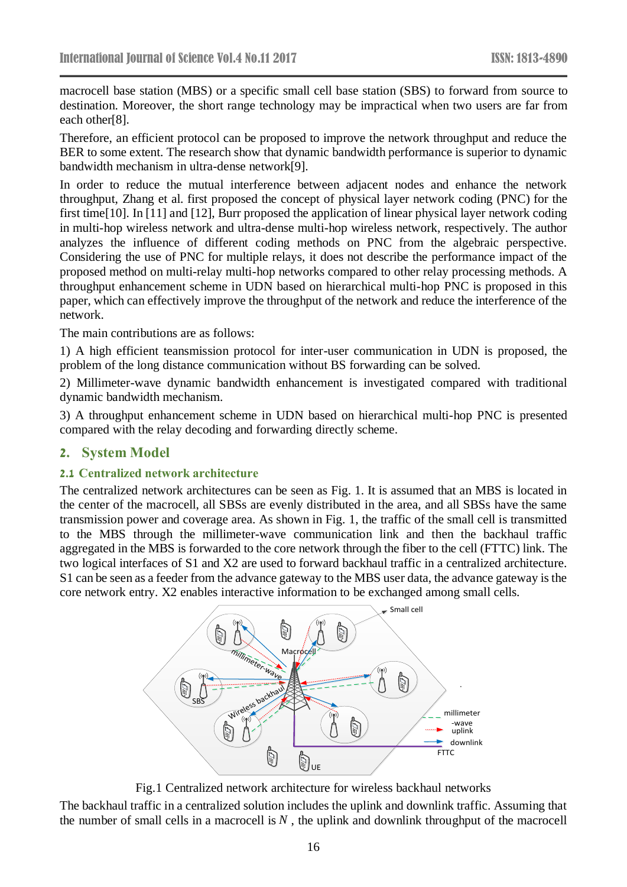macrocell base station (MBS) or a specific small cell base station (SBS) to forward from source to destination. Moreover, the short range technology may be impractical when two users are far from each other[8].

Therefore, an efficient protocol can be proposed to improve the network throughput and reduce the BER to some extent. The research show that dynamic bandwidth performance is superior to dynamic bandwidth mechanism in ultra-dense network[9].

In order to reduce the mutual interference between adjacent nodes and enhance the network throughput, Zhang et al. first proposed the concept of physical layer network coding (PNC) for the first time[10]. In [11] and [12], Burr proposed the application of linear physical layer network coding in multi-hop wireless network and ultra-dense multi-hop wireless network, respectively. The author analyzes the influence of different coding methods on PNC from the algebraic perspective. Considering the use of PNC for multiple relays, it does not describe the performance impact of the proposed method on multi-relay multi-hop networks compared to other relay processing methods. A throughput enhancement scheme in UDN based on hierarchical multi-hop PNC is proposed in this paper, which can effectively improve the throughput of the network and reduce the interference of the network.

The main contributions are as follows:

1) A high efficient teansmission protocol for inter-user communication in UDN is proposed, the problem of the long distance communication without BS forwarding can be solved.

2) Millimeter-wave dynamic bandwidth enhancement is investigated compared with traditional dynamic bandwidth mechanism.

3) A throughput enhancement scheme in UDN based on hierarchical multi-hop PNC is presented compared with the relay decoding and forwarding directly scheme.

## 2. System Model

### 2.1 Centralized network architecture

The centralized network architectures can be seen as Fig. 1. It is assumed that an MBS is located in the center of the macrocell, all SBSs are evenly distributed in the area, and all SBSs have the same transmission power and coverage area. As shown in Fig. 1, the traffic of the small cell is transmitted to the MBS through the millimeter-wave communication link and then the backhaul traffic aggregated in the MBS is forwarded to the core network through the fiber to the cell (FTTC) link. The two logical interfaces of S1 and X2 are used to forward backhaul traffic in a centralized architecture. S1 can be seen as a feeder from the advance gateway to the MBS user data, the advance gateway is the core network entry. X2 enables interactive information to be exchanged among small cells.

Fig.1 Centralized network architecture for wireless backhaul networks

The backhaul traffic in a centralized solution includes the uplink and downlink traffic. Assuming that the number of small cells in a macrocell is $N$, the uplink and downlink throughput of the macrocell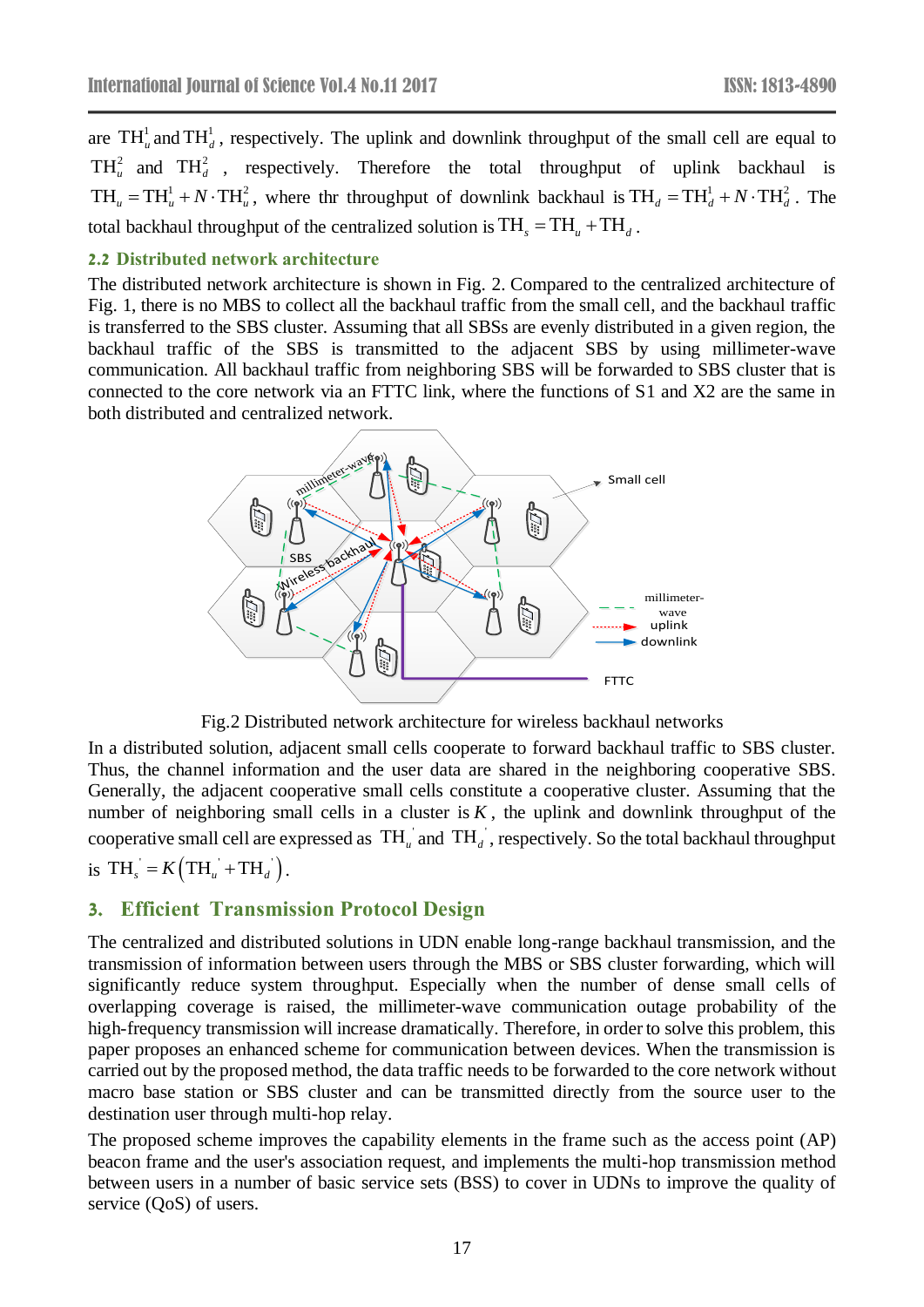are $\mathrm{TH}_u^1$ and $\mathrm{TH}_d^1$, respectively. The uplink and downlink throughput of the small cell are equal to $\mathrm{TH}_u^2$ and $\mathrm{TH}_d^2$, respectively. Therefore the total throughput of uplink backhaul is $\mathrm{TH}_u = \mathrm{TH}_u^1 + N \cdot \mathrm{TH}_u^2$, where thr throughput of downlink backhaul is $\mathrm{TH}_d = \mathrm{TH}_d^1 + N \cdot \mathrm{TH}_d^2$. The total backhaul throughput of the centralized solution is $\mathrm{TH}_s = \mathrm{TH}_u + \mathrm{TH}_d$.

### 2.2 Distributed network architecture

The distributed network architecture is shown in Fig. 2. Compared to the centralized architecture of Fig. 1, there is no MBS to collect all the backhaul traffic from the small cell, and the backhaul traffic is transferred to the SBS cluster. Assuming that all SBSs are evenly distributed in a given region, the backhaul traffic of the SBS is transmitted to the adjacent SBS by using millimeter-wave communication. All backhaul traffic from neighboring SBS will be forwarded to SBS cluster that is connected to the core network via an FTTC link, where the functions of S1 and X2 are the same in both distributed and centralized network.

Fig.2 Distributed network architecture for wireless backhaul networks

In a distributed solution, adjacent small cells cooperate to forward backhaul traffic to SBS cluster. Thus, the channel information and the user data are shared in the neighboring cooperative SBS. Generally, the adjacent cooperative small cells constitute a cooperative cluster. Assuming that the number of neighboring small cells in a cluster is $K$, the uplink and downlink throughput of the cooperative small cell are expressed as $\mathrm{TH}_u^{'}$ and $\mathrm{TH}_d^{'}$, respectively. So the total backhaul throughput is $\mathrm{TH}_s^{'} = K\left(\mathrm{TH}_u^{'} + \mathrm{TH}_d^{'}\right)$.

## 3. Efficient Transmission Protocol Design

The centralized and distributed solutions in UDN enable long-range backhaul transmission, and the transmission of information between users through the MBS or SBS cluster forwarding, which will significantly reduce system throughput. Especially when the number of dense small cells of overlapping coverage is raised, the millimeter-wave communication outage probability of the high-frequency transmission will increase dramatically. Therefore, in order to solve this problem, this paper proposes an enhanced scheme for communication between devices. When the transmission is carried out by the proposed method, the data traffic needs to be forwarded to the core network without macro base station or SBS cluster and can be transmitted directly from the source user to the destination user through multi-hop relay.

The proposed scheme improves the capability elements in the frame such as the access point (AP) beacon frame and the user's association request, and implements the multi-hop transmission method between users in a number of basic service sets (BSS) to cover in UDNs to improve the quality of service (QoS) of users.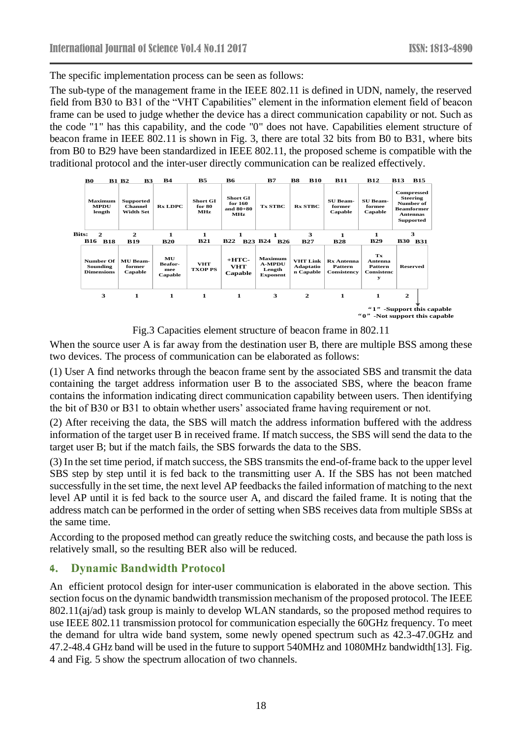The specific implementation process can be seen as follows:

The sub-type of the management frame in the IEEE 802.11 is defined in UDN, namely, the reserved field from B30 to B31 of the "VHT Capabilities" element in the information element field of beacon frame can be used to judge whether the device has a direct communication capability or not. Such as the code "1" has this capability, and the code "0" does not have. Capabilities element structure of beacon frame in IEEE 802.11 is shown in Fig. 3, there are total 32 bits from B0 to B31, where bits from B0 to B29 have been standardized in IEEE 802.11, the proposed scheme is compatible with the traditional protocol and the inter-user directly communication can be realized effectively.

| B0 B1 | B2 B3 | B4 | B5 | B6 | B7 | B8 B10 | B11 | B12 | B13 B15 |
|---|---|---|---|---|---|---|---|---|---|
| Maximum MPDU length | Supported Channel Width Set | Rx LDPC | Short GI for 80 MHz | Short GI for 160 and 80+80 MHz | Tx STBC | Rx STBC | SU Beam-former Capable | SU Beam-formee Capable | Compressed Steering Number of Beamformer Antennas Supported |
| Bits: 2 | 2 | 1 | 1 | 1 | 1 | 3 | 1 | 1 | 3 |

| B16 B18 | B19 | B20 | B21 | B22 B23 | B24 B26 | B27 | B28 | B29 | B30 B31 |
|---|---|---|---|---|---|---|---|---|---|
| Number Of Sounding Dimensions | MU Beam-former Capable | MU Beafor-mee Capable | VHT TXOP PS | +HTC-VHT Capable | Maximum A-MPDU Length Exponent | VHT Link Adaptation Capable | Rx Antenna Pattern Consistency | Tx Antenna Pattern Consistency | Reserved |
| 3 | 1 | 1 | 1 | 1 | 3 | 2 | 1 | 1 | 2 |

"1" -Support this capable
"0" -Not support this capable

Fig.3 Capacities element structure of beacon frame in 802.11

When the source user A is far away from the destination user B, there are multiple BSS among these two devices. The process of communication can be elaborated as follows:

(1) User A find networks through the beacon frame sent by the associated SBS and transmit the data containing the target address information user B to the associated SBS, where the beacon frame contains the information indicating direct communication capability between users. Then identifying the bit of B30 or B31 to obtain whether users' associated frame having requirement or not.

(2) After receiving the data, the SBS will match the address information buffered with the address information of the target user B in received frame. If match success, the SBS will send the data to the target user B; but if the match fails, the SBS forwards the data to the SBS.

(3) In the set time period, if match success, the SBS transmits the end-of-frame back to the upper level SBS step by step until it is fed back to the transmitting user A. If the SBS has not been matched successfully in the set time, the next level AP feedbacks the failed information of matching to the next level AP until it is fed back to the source user A, and discard the failed frame. It is noting that the address match can be performed in the order of setting when SBS receives data from multiple SBSs at the same time.

According to the proposed method can greatly reduce the switching costs, and because the path loss is relatively small, so the resulting BER also will be reduced.

## 4. Dynamic Bandwidth Protocol

An efficient protocol design for inter-user communication is elaborated in the above section. This section focus on the dynamic bandwidth transmission mechanism of the proposed protocol. The IEEE 802.11(aj/ad) task group is mainly to develop WLAN standards, so the proposed method requires to use IEEE 802.11 transmission protocol for communication especially the 60GHz frequency. To meet the demand for ultra wide band system, some newly opened spectrum such as 42.3-47.0GHz and 47.2-48.4 GHz band will be used in the future to support 540MHz and 1080MHz bandwidth[13]. Fig. 4 and Fig. 5 show the spectrum allocation of two channels.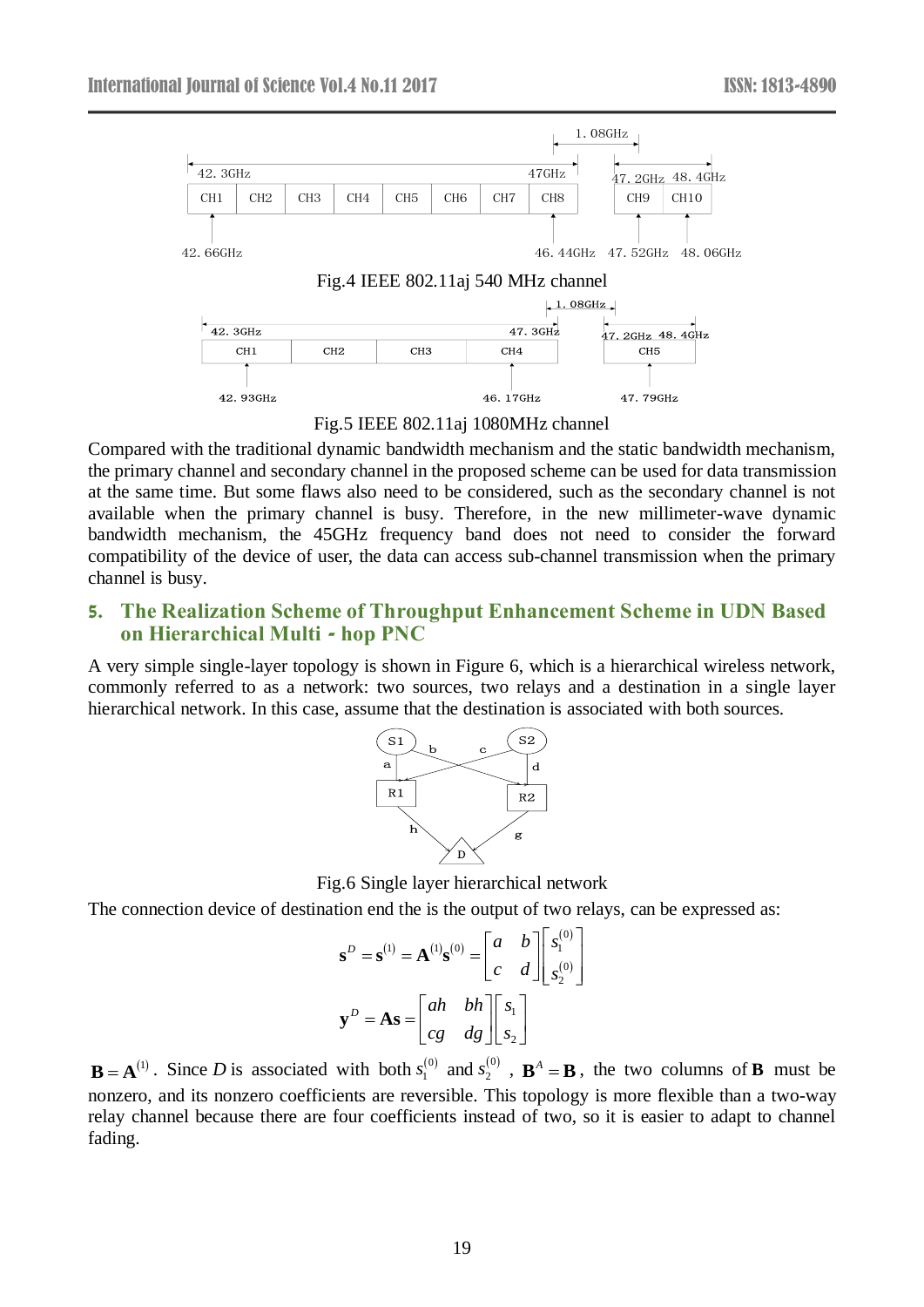Fig.4 IEEE 802.11aj 540 MHz channel

Fig.5 IEEE 802.11aj 1080MHz channel

Compared with the traditional dynamic bandwidth mechanism and the static bandwidth mechanism, the primary channel and secondary channel in the proposed scheme can be used for data transmission at the same time. But some flaws also need to be considered, such as the secondary channel is not available when the primary channel is busy. Therefore, in the new millimeter-wave dynamic bandwidth mechanism, the 45GHz frequency band does not need to consider the forward compatibility of the device of user, the data can access sub-channel transmission when the primary channel is busy.

## 5. The Realization Scheme of Throughput Enhancement Scheme in UDN Based on Hierarchical Multi - hop PNC

A very simple single-layer topology is shown in Figure 6, which is a hierarchical wireless network, commonly referred to as a network: two sources, two relays and a destination in a single layer hierarchical network. In this case, assume that the destination is associated with both sources.

Fig.6 Single layer hierarchical network

The connection device of destination end the is the output of two relays, can be expressed as:

$$\mathbf{s}^D = \mathbf{s}^{(1)} = \mathbf{A}^{(1)}\mathbf{s}^{(0)} = \begin{bmatrix} a & b \\ c & d \end{bmatrix} \begin{bmatrix} s_1^{(0)} \\ s_2^{(0)} \end{bmatrix}$$

$$\mathbf{y}^D = \mathbf{A}\mathbf{s} = \begin{bmatrix} ah & bh \\ cg & dg \end{bmatrix} \begin{bmatrix} s_1 \\ s_2 \end{bmatrix}$$

$\mathbf{B} = \mathbf{A}^{(1)}$. Since $D$ is associated with both $s_1^{(0)}$ and $s_2^{(0)}$ , $\mathbf{B}^A = \mathbf{B}$, the two columns of $\mathbf{B}$ must be nonzero, and its nonzero coefficients are reversible. This topology is more flexible than a two-way relay channel because there are four coefficients instead of two, so it is easier to adapt to channel fading.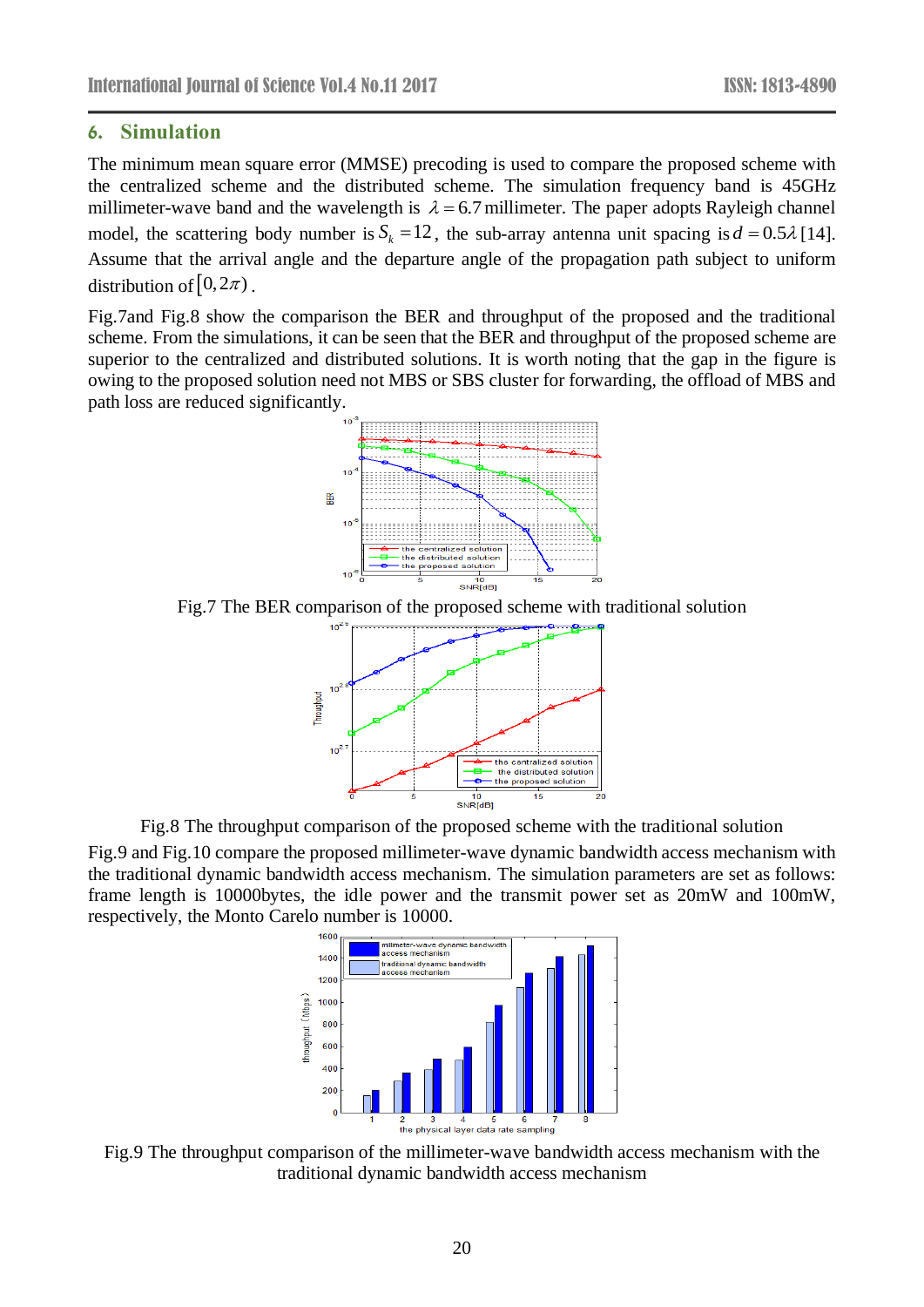## 6. Simulation

The minimum mean square error (MMSE) precoding is used to compare the proposed scheme with the centralized scheme and the distributed scheme. The simulation frequency band is 45GHz millimeter-wave band and the wavelength is $\lambda = 6.7$ millimeter. The paper adopts Rayleigh channel model, the scattering body number is $S_k = 12$, the sub-array antenna unit spacing is $d = 0.5\lambda$ [14]. Assume that the arrival angle and the departure angle of the propagation path subject to uniform distribution of $[0, 2\pi)$.

Fig.7and Fig.8 show the comparison the BER and throughput of the proposed and the traditional scheme. From the simulations, it can be seen that the BER and throughput of the proposed scheme are superior to the centralized and distributed solutions. It is worth noting that the gap in the figure is owing to the proposed solution need not MBS or SBS cluster for forwarding, the offload of MBS and path loss are reduced significantly.

Fig.7 The BER comparison of the proposed scheme with traditional solution

Fig.8 The throughput comparison of the proposed scheme with the traditional solution

Fig.9 and Fig.10 compare the proposed millimeter-wave dynamic bandwidth access mechanism with the traditional dynamic bandwidth access mechanism. The simulation parameters are set as follows: frame length is 10000bytes, the idle power and the transmit power set as 20mW and 100mW, respectively, the Monto Carelo number is 10000.

Fig.9 The throughput comparison of the millimeter-wave dynamic bandwidth access mechanism with the traditional dynamic bandwidth access mechanism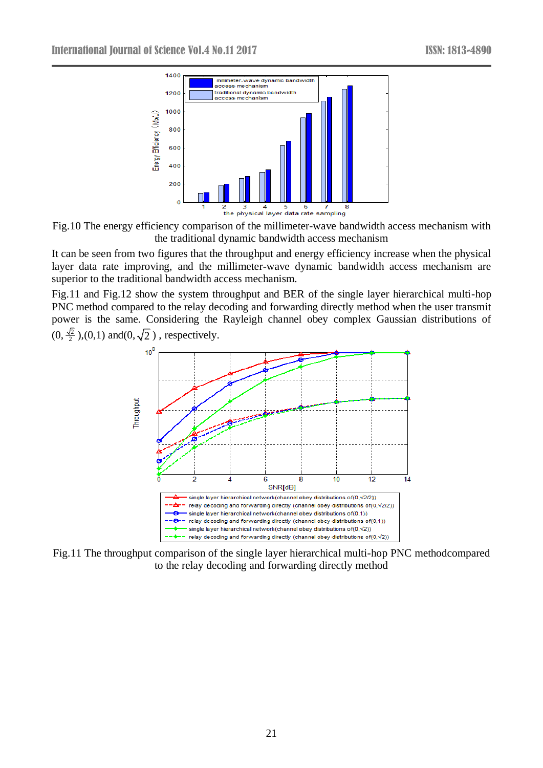Fig.10 The energy efficiency comparison of the millimeter-wave bandwidth access mechanism with the traditional dynamic bandwidth access mechanism

It can be seen from two figures that the throughput and energy efficiency increase when the physical layer data rate improving, and the millimeter-wave dynamic bandwidth access mechanism are superior to the traditional bandwidth access mechanism.

Fig.11 and Fig.12 show the system throughput and BER of the single layer hierarchical multi-hop PNC method compared to the relay decoding and forwarding directly method when the user transmit power is the same. Considering the Rayleigh channel obey complex Gaussian distributions of $(0,\frac{\sqrt{2}}{2})$,(0,1) and$(0,\sqrt{2})$ , respectively.

Fig.11 The throughput comparison of the single layer hierarchical multi-hop PNC methodcompared to the relay decoding and forwarding directly method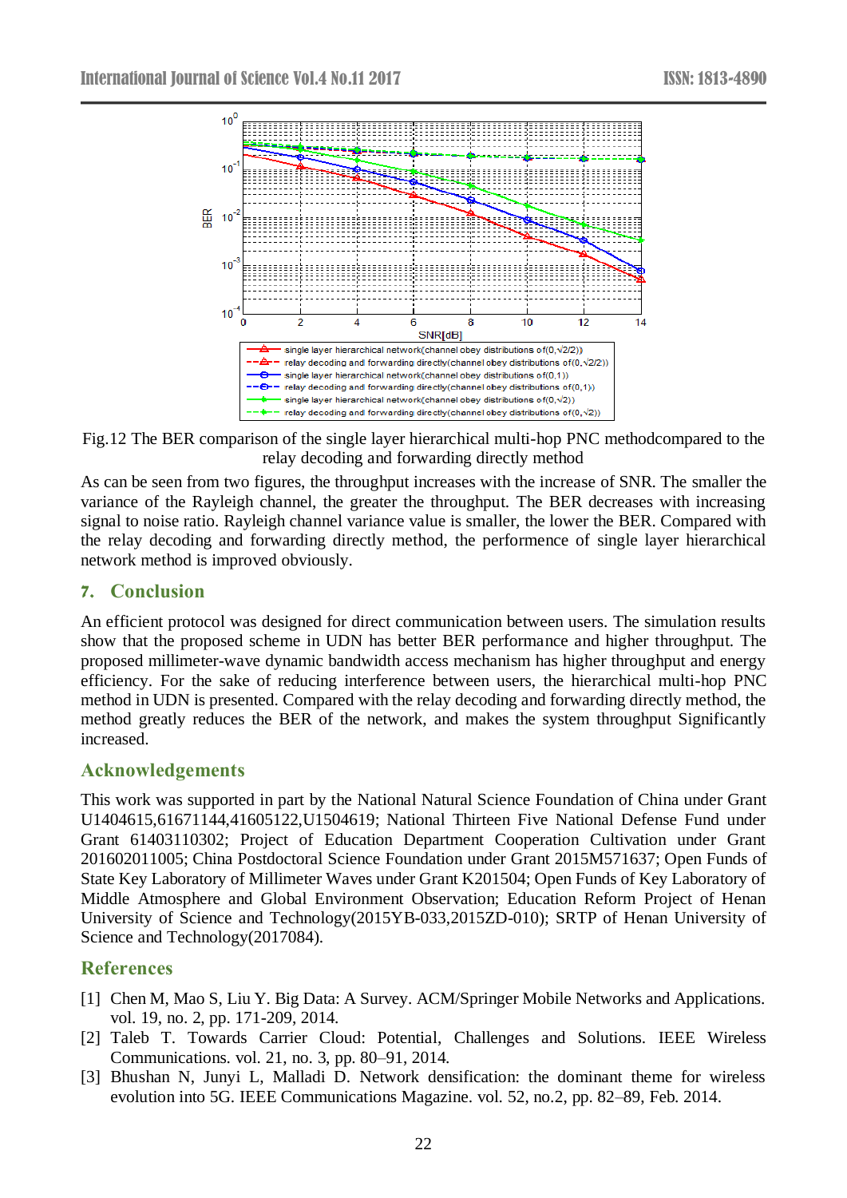Fig.12 The BER comparison of the single layer hierarchical multi-hop PNC methodcompared to the relay decoding and forwarding directly method

As can be seen from two figures, the throughput increases with the increase of SNR. The smaller the variance of the Rayleigh channel, the greater the throughput. The BER decreases with increasing signal to noise ratio. Rayleigh channel variance value is smaller, the lower the BER. Compared with the relay decoding and forwarding directly method, the performence of single layer hierarchical network method is improved obviously.

## 7. Conclusion

An efficient protocol was designed for direct communication between users. The simulation results show that the proposed scheme in UDN has better BER performance and higher throughput. The proposed millimeter-wave dynamic bandwidth access mechanism has higher throughput and energy efficiency. For the sake of reducing interference between users, the hierarchical multi-hop PNC method in UDN is presented. Compared with the relay decoding and forwarding directly method, the method greatly reduces the BER of the network, and makes the system throughput Significantly increased.

## Acknowledgements

This work was supported in part by the National Natural Science Foundation of China under Grant U1404615,61671144,41605122,U1504619; National Thirteen Five National Defense Fund under Grant 61403110302; Project of Education Department Cooperation Cultivation under Grant 201602011005; China Postdoctoral Science Foundation under Grant 2015M571637; Open Funds of State Key Laboratory of Millimeter Waves under Grant K201504; Open Funds of Key Laboratory of Middle Atmosphere and Global Environment Observation; Education Reform Project of Henan University of Science and Technology(2015YB-033,2015ZD-010); SRTP of Henan University of Science and Technology(2017084).

## References

[1] Chen M, Mao S, Liu Y. Big Data: A Survey. ACM/Springer Mobile Networks and Applications. vol. 19, no. 2, pp. 171-209, 2014.

[2] Taleb T. Towards Carrier Cloud: Potential, Challenges and Solutions. IEEE Wireless Communications. vol. 21, no. 3, pp. 80–91, 2014.

[3] Bhushan N, Junyi L, Malladi D. Network densification: the dominant theme for wireless evolution into 5G. IEEE Communications Magazine. vol. 52, no.2, pp. 82–89, Feb. 2014.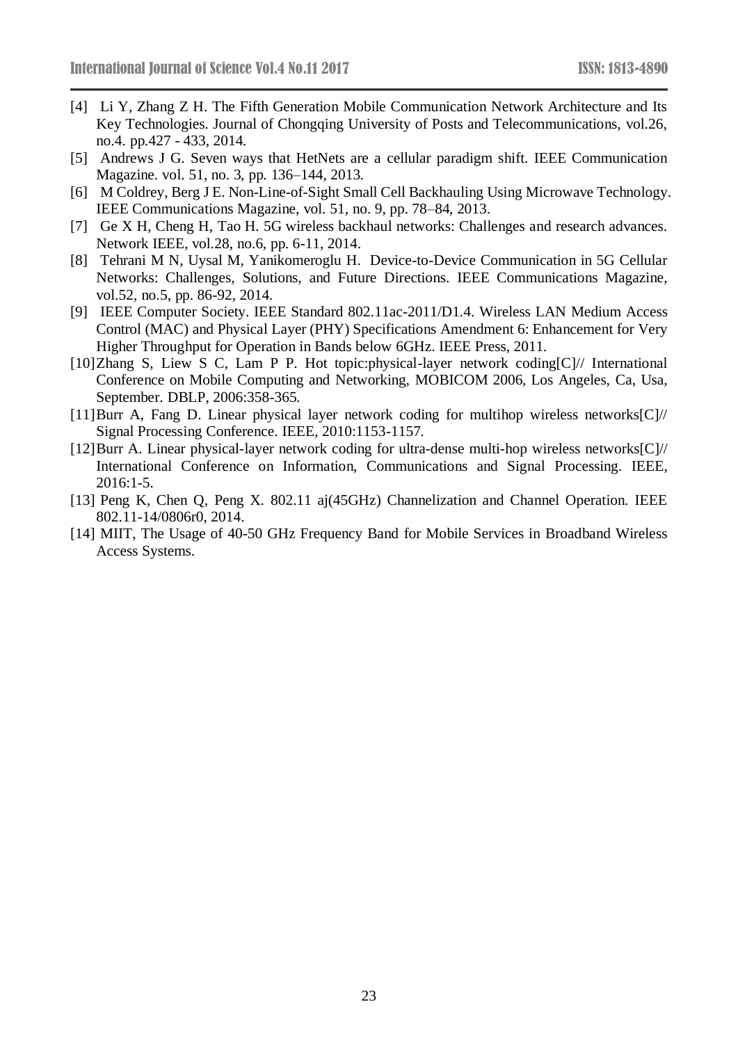[4] Li Y, Zhang Z H. The Fifth Generation Mobile Communication Network Architecture and Its Key Technologies. Journal of Chongqing University of Posts and Telecommunications, vol.26, no.4. pp.427 - 433, 2014.

[5] Andrews J G. Seven ways that HetNets are a cellular paradigm shift. IEEE Communication Magazine. vol. 51, no. 3, pp. 136–144, 2013.

[6] M Coldrey, Berg J E. Non-Line-of-Sight Small Cell Backhauling Using Microwave Technology. IEEE Communications Magazine, vol. 51, no. 9, pp. 78–84, 2013.

[7] Ge X H, Cheng H, Tao H. 5G wireless backhaul networks: Challenges and research advances. Network IEEE, vol.28, no.6, pp. 6-11, 2014.

[8] Tehrani M N, Uysal M, Yanikomeroglu H. Device-to-Device Communication in 5G Cellular Networks: Challenges, Solutions, and Future Directions. IEEE Communications Magazine, vol.52, no.5, pp. 86-92, 2014.

[9] IEEE Computer Society. IEEE Standard 802.11ac-2011/D1.4. Wireless LAN Medium Access Control (MAC) and Physical Layer (PHY) Specifications Amendment 6: Enhancement for Very Higher Throughput for Operation in Bands below 6GHz. IEEE Press, 2011.

[10] Zhang S, Liew S C, Lam P P. Hot topic:physical-layer network coding[C]// International Conference on Mobile Computing and Networking, MOBICOM 2006, Los Angeles, Ca, Usa, September. DBLP, 2006:358-365.

[11] Burr A, Fang D. Linear physical layer network coding for multihop wireless networks[C]// Signal Processing Conference. IEEE, 2010:1153-1157.

[12] Burr A. Linear physical-layer network coding for ultra-dense multi-hop wireless networks[C]// International Conference on Information, Communications and Signal Processing. IEEE, 2016:1-5.

[13] Peng K, Chen Q, Peng X. 802.11 aj(45GHz) Channelization and Channel Operation. IEEE 802.11-14/0806r0, 2014.

[14] MIIT, The Usage of 40-50 GHz Frequency Band for Mobile Services in Broadband Wireless Access Systems.